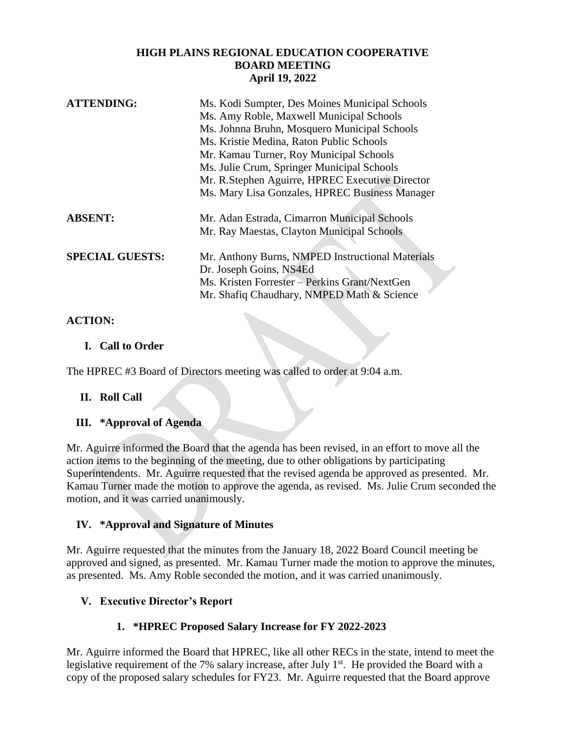# HIGH PLAINS REGIONAL EDUCATION COOPERATIVE
## BOARD MEETING
### April 19, 2022

**ATTENDING:**
Ms. Kodi Sumpter, Des Moines Municipal Schools
Ms. Amy Roble, Maxwell Municipal Schools
Ms. Johnna Bruhn, Mosquero Municipal Schools
Ms. Kristie Medina, Raton Public Schools
Mr. Kamau Turner, Roy Municipal Schools
Ms. Julie Crum, Springer Municipal Schools
Mr. R.Stephen Aguirre, HPREC Executive Director
Ms. Mary Lisa Gonzales, HPREC Business Manager

**ABSENT:**
Mr. Adan Estrada, Cimarron Municipal Schools
Mr. Ray Maestas, Clayton Municipal Schools

**SPECIAL GUESTS:**
Mr. Anthony Burns, NMPED Instructional Materials
Dr. Joseph Goins, NS4Ed
Ms. Kristen Forrester – Perkins Grant/NextGen
Mr. Shafiq Chaudhary, NMPED Math & Science

**ACTION:**

**I. Call to Order**

The HPREC #3 Board of Directors meeting was called to order at 9:04 a.m.

**II. Roll Call**

**III. *Approval of Agenda**

Mr. Aguirre informed the Board that the agenda has been revised, in an effort to move all the action items to the beginning of the meeting, due to other obligations by participating Superintendents. Mr. Aguirre requested that the revised agenda be approved as presented. Mr. Kamau Turner made the motion to approve the agenda, as revised. Ms. Julie Crum seconded the motion, and it was carried unanimously.

**IV. *Approval and Signature of Minutes**

Mr. Aguirre requested that the minutes from the January 18, 2022 Board Council meeting be approved and signed, as presented. Mr. Kamau Turner made the motion to approve the minutes, as presented. Ms. Amy Roble seconded the motion, and it was carried unanimously.

**V. Executive Director's Report**

**1. *HPREC Proposed Salary Increase for FY 2022-2023**

Mr. Aguirre informed the Board that HPREC, like all other RECs in the state, intend to meet the legislative requirement of the 7% salary increase, after July 1st. He provided the Board with a copy of the proposed salary schedules for FY23. Mr. Aguirre requested that the Board approve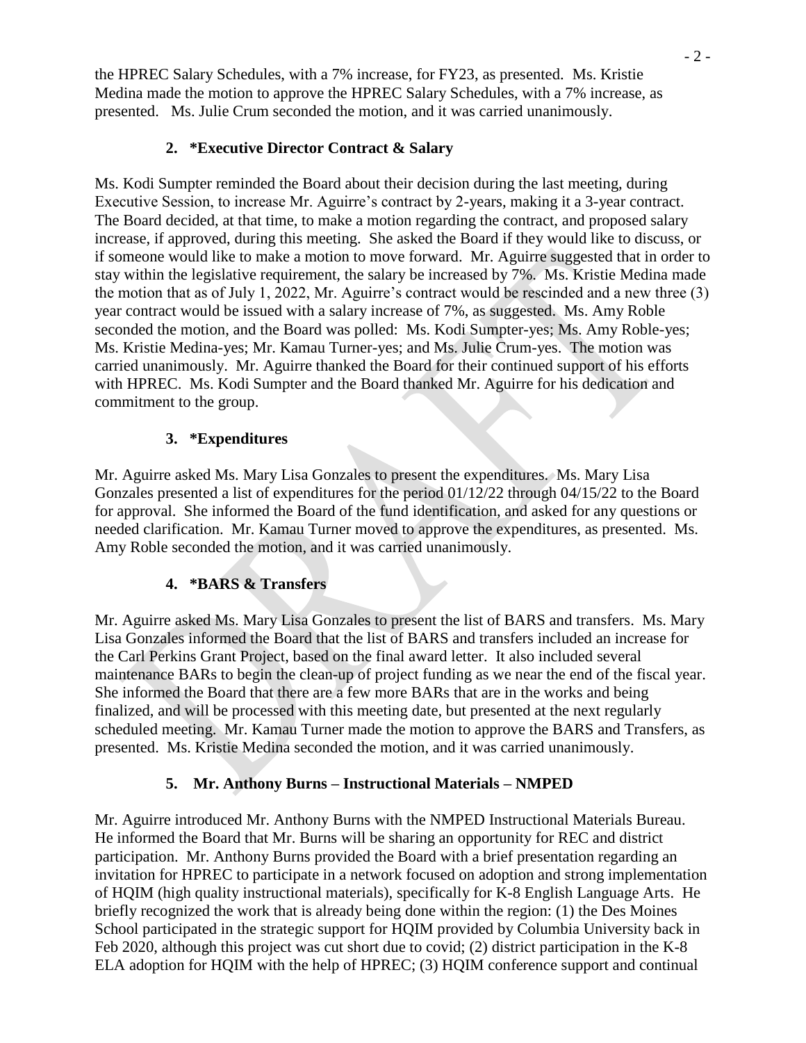the HPREC Salary Schedules, with a 7% increase, for FY23, as presented. Ms. Kristie Medina made the motion to approve the HPREC Salary Schedules, with a 7% increase, as presented. Ms. Julie Crum seconded the motion, and it was carried unanimously.

**2. *Executive Director Contract & Salary**

Ms. Kodi Sumpter reminded the Board about their decision during the last meeting, during Executive Session, to increase Mr. Aguirre's contract by 2-years, making it a 3-year contract. The Board decided, at that time, to make a motion regarding the contract, and proposed salary increase, if approved, during this meeting. She asked the Board if they would like to discuss, or if someone would like to make a motion to move forward. Mr. Aguirre suggested that in order to stay within the legislative requirement, the salary be increased by 7%. Ms. Kristie Medina made the motion that as of July 1, 2022, Mr. Aguirre's contract would be rescinded and a new three (3) year contract would be issued with a salary increase of 7%, as suggested. Ms. Amy Roble seconded the motion, and the Board was polled: Ms. Kodi Sumpter-yes; Ms. Amy Roble-yes; Ms. Kristie Medina-yes; Mr. Kamau Turner-yes; and Ms. Julie Crum-yes. The motion was carried unanimously. Mr. Aguirre thanked the Board for their continued support of his efforts with HPREC. Ms. Kodi Sumpter and the Board thanked Mr. Aguirre for his dedication and commitment to the group.

**3. *Expenditures**

Mr. Aguirre asked Ms. Mary Lisa Gonzales to present the expenditures. Ms. Mary Lisa Gonzales presented a list of expenditures for the period 01/12/22 through 04/15/22 to the Board for approval. She informed the Board of the fund identification, and asked for any questions or needed clarification. Mr. Kamau Turner moved to approve the expenditures, as presented. Ms. Amy Roble seconded the motion, and it was carried unanimously.

**4. *BARS & Transfers**

Mr. Aguirre asked Ms. Mary Lisa Gonzales to present the list of BARS and transfers. Ms. Mary Lisa Gonzales informed the Board that the list of BARS and transfers included an increase for the Carl Perkins Grant Project, based on the final award letter. It also included several maintenance BARs to begin the clean-up of project funding as we near the end of the fiscal year. She informed the Board that there are a few more BARs that are in the works and being finalized, and will be processed with this meeting date, but presented at the next regularly scheduled meeting. Mr. Kamau Turner made the motion to approve the BARS and Transfers, as presented. Ms. Kristie Medina seconded the motion, and it was carried unanimously.

**5. Mr. Anthony Burns – Instructional Materials – NMPED**

Mr. Aguirre introduced Mr. Anthony Burns with the NMPED Instructional Materials Bureau. He informed the Board that Mr. Burns will be sharing an opportunity for REC and district participation. Mr. Anthony Burns provided the Board with a brief presentation regarding an invitation for HPREC to participate in a network focused on adoption and strong implementation of HQIM (high quality instructional materials), specifically for K-8 English Language Arts. He briefly recognized the work that is already being done within the region: (1) the Des Moines School participated in the strategic support for HQIM provided by Columbia University back in Feb 2020, although this project was cut short due to covid; (2) district participation in the K-8 ELA adoption for HQIM with the help of HPREC; (3) HQIM conference support and continual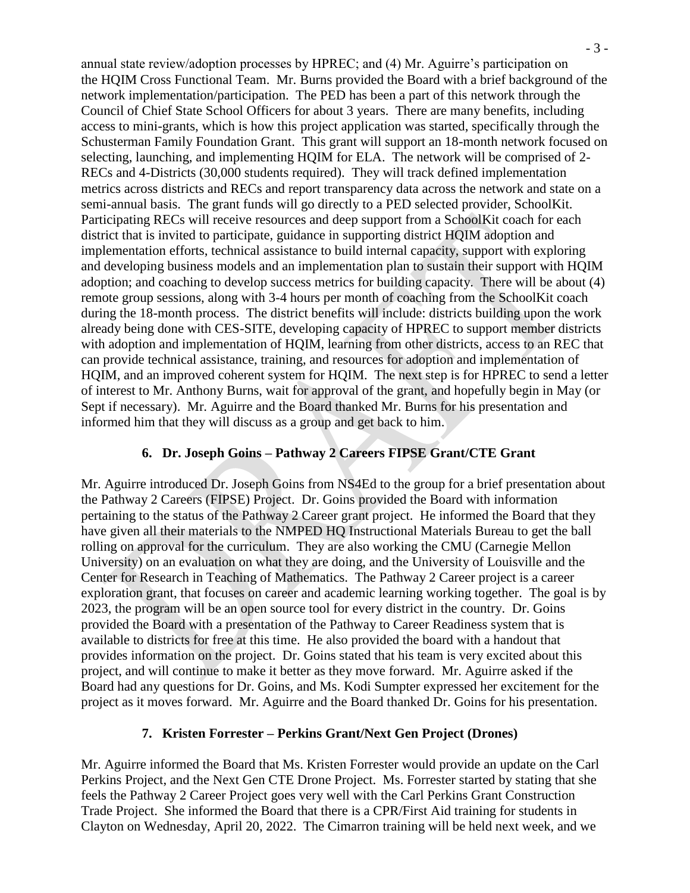annual state review/adoption processes by HPREC; and (4) Mr. Aguirre's participation on the HQIM Cross Functional Team. Mr. Burns provided the Board with a brief background of the network implementation/participation. The PED has been a part of this network through the Council of Chief State School Officers for about 3 years. There are many benefits, including access to mini-grants, which is how this project application was started, specifically through the Schusterman Family Foundation Grant. This grant will support an 18-month network focused on selecting, launching, and implementing HQIM for ELA. The network will be comprised of 2-RECs and 4-Districts (30,000 students required). They will track defined implementation metrics across districts and RECs and report transparency data across the network and state on a semi-annual basis. The grant funds will go directly to a PED selected provider, SchoolKit. Participating RECs will receive resources and deep support from a SchoolKit coach for each district that is invited to participate, guidance in supporting district HQIM adoption and implementation efforts, technical assistance to build internal capacity, support with exploring and developing business models and an implementation plan to sustain their support with HQIM adoption; and coaching to develop success metrics for building capacity. There will be about (4) remote group sessions, along with 3-4 hours per month of coaching from the SchoolKit coach during the 18-month process. The district benefits will include: districts building upon the work already being done with CES-SITE, developing capacity of HPREC to support member districts with adoption and implementation of HQIM, learning from other districts, access to an REC that can provide technical assistance, training, and resources for adoption and implementation of HQIM, and an improved coherent system for HQIM. The next step is for HPREC to send a letter of interest to Mr. Anthony Burns, wait for approval of the grant, and hopefully begin in May (or Sept if necessary). Mr. Aguirre and the Board thanked Mr. Burns for his presentation and informed him that they will discuss as a group and get back to him.

**6. Dr. Joseph Goins – Pathway 2 Careers FIPSE Grant/CTE Grant**

Mr. Aguirre introduced Dr. Joseph Goins from NS4Ed to the group for a brief presentation about the Pathway 2 Careers (FIPSE) Project. Dr. Goins provided the Board with information pertaining to the status of the Pathway 2 Career grant project. He informed the Board that they have given all their materials to the NMPED HQ Instructional Materials Bureau to get the ball rolling on approval for the curriculum. They are also working the CMU (Carnegie Mellon University) on an evaluation on what they are doing, and the University of Louisville and the Center for Research in Teaching of Mathematics. The Pathway 2 Career project is a career exploration grant, that focuses on career and academic learning working together. The goal is by 2023, the program will be an open source tool for every district in the country. Dr. Goins provided the Board with a presentation of the Pathway to Career Readiness system that is available to districts for free at this time. He also provided the board with a handout that provides information on the project. Dr. Goins stated that his team is very excited about this project, and will continue to make it better as they move forward. Mr. Aguirre asked if the Board had any questions for Dr. Goins, and Ms. Kodi Sumpter expressed her excitement for the project as it moves forward. Mr. Aguirre and the Board thanked Dr. Goins for his presentation.

**7. Kristen Forrester – Perkins Grant/Next Gen Project (Drones)**

Mr. Aguirre informed the Board that Ms. Kristen Forrester would provide an update on the Carl Perkins Project, and the Next Gen CTE Drone Project. Ms. Forrester started by stating that she feels the Pathway 2 Career Project goes very well with the Carl Perkins Grant Construction Trade Project. She informed the Board that there is a CPR/First Aid training for students in Clayton on Wednesday, April 20, 2022. The Cimarron training will be held next week, and we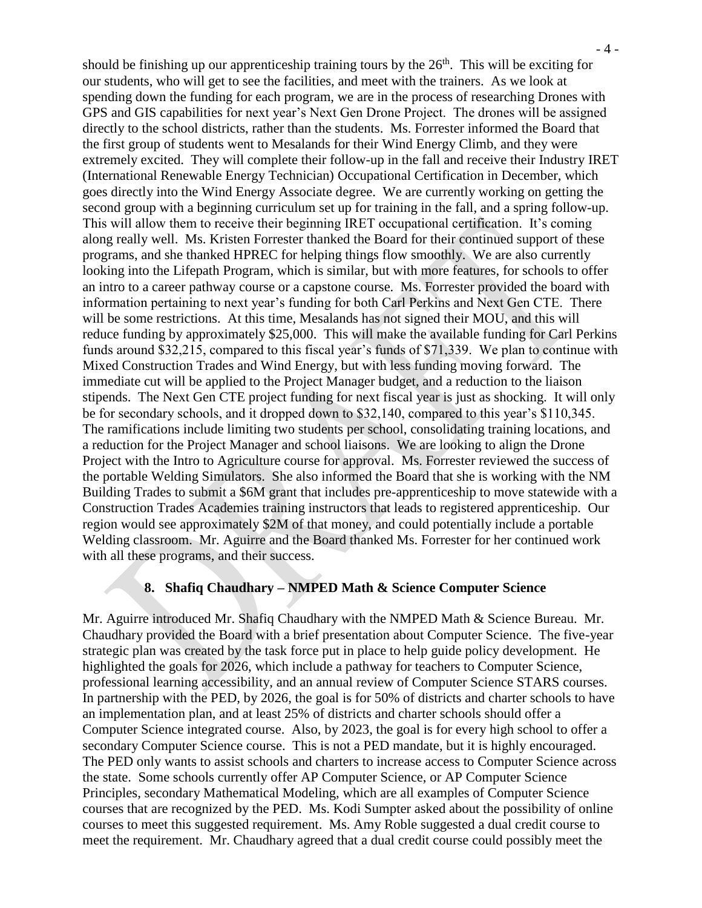should be finishing up our apprenticeship training tours by the 26th. This will be exciting for our students, who will get to see the facilities, and meet with the trainers. As we look at spending down the funding for each program, we are in the process of researching Drones with GPS and GIS capabilities for next year's Next Gen Drone Project. The drones will be assigned directly to the school districts, rather than the students. Ms. Forrester informed the Board that the first group of students went to Mesalands for their Wind Energy Climb, and they were extremely excited. They will complete their follow-up in the fall and receive their Industry IRET (International Renewable Energy Technician) Occupational Certification in December, which goes directly into the Wind Energy Associate degree. We are currently working on getting the second group with a beginning curriculum set up for training in the fall, and a spring follow-up. This will allow them to receive their beginning IRET occupational certification. It's coming along really well. Ms. Kristen Forrester thanked the Board for their continued support of these programs, and she thanked HPREC for helping things flow smoothly. We are also currently looking into the Lifepath Program, which is similar, but with more features, for schools to offer an intro to a career pathway course or a capstone course. Ms. Forrester provided the board with information pertaining to next year's funding for both Carl Perkins and Next Gen CTE. There will be some restrictions. At this time, Mesalands has not signed their MOU, and this will reduce funding by approximately $25,000. This will make the available funding for Carl Perkins funds around $32,215, compared to this fiscal year's funds of $71,339. We plan to continue with Mixed Construction Trades and Wind Energy, but with less funding moving forward. The immediate cut will be applied to the Project Manager budget, and a reduction to the liaison stipends. The Next Gen CTE project funding for next fiscal year is just as shocking. It will only be for secondary schools, and it dropped down to $32,140, compared to this year's $110,345. The ramifications include limiting two students per school, consolidating training locations, and a reduction for the Project Manager and school liaisons. We are looking to align the Drone Project with the Intro to Agriculture course for approval. Ms. Forrester reviewed the success of the portable Welding Simulators. She also informed the Board that she is working with the NM Building Trades to submit a $6M grant that includes pre-apprenticeship to move statewide with a Construction Trades Academies training instructors that leads to registered apprenticeship. Our region would see approximately $2M of that money, and could potentially include a portable Welding classroom. Mr. Aguirre and the Board thanked Ms. Forrester for her continued work with all these programs, and their success.

### 8. Shafiq Chaudhary – NMPED Math & Science Computer Science

Mr. Aguirre introduced Mr. Shafiq Chaudhary with the NMPED Math & Science Bureau. Mr. Chaudhary provided the Board with a brief presentation about Computer Science. The five-year strategic plan was created by the task force put in place to help guide policy development. He highlighted the goals for 2026, which include a pathway for teachers to Computer Science, professional learning accessibility, and an annual review of Computer Science STARS courses. In partnership with the PED, by 2026, the goal is for 50% of districts and charter schools to have an implementation plan, and at least 25% of districts and charter schools should offer a Computer Science integrated course. Also, by 2023, the goal is for every high school to offer a secondary Computer Science course. This is not a PED mandate, but it is highly encouraged. The PED only wants to assist schools and charters to increase access to Computer Science across the state. Some schools currently offer AP Computer Science, or AP Computer Science Principles, secondary Mathematical Modeling, which are all examples of Computer Science courses that are recognized by the PED. Ms. Kodi Sumpter asked about the possibility of online courses to meet this suggested requirement. Ms. Amy Roble suggested a dual credit course to meet the requirement. Mr. Chaudhary agreed that a dual credit course could possibly meet the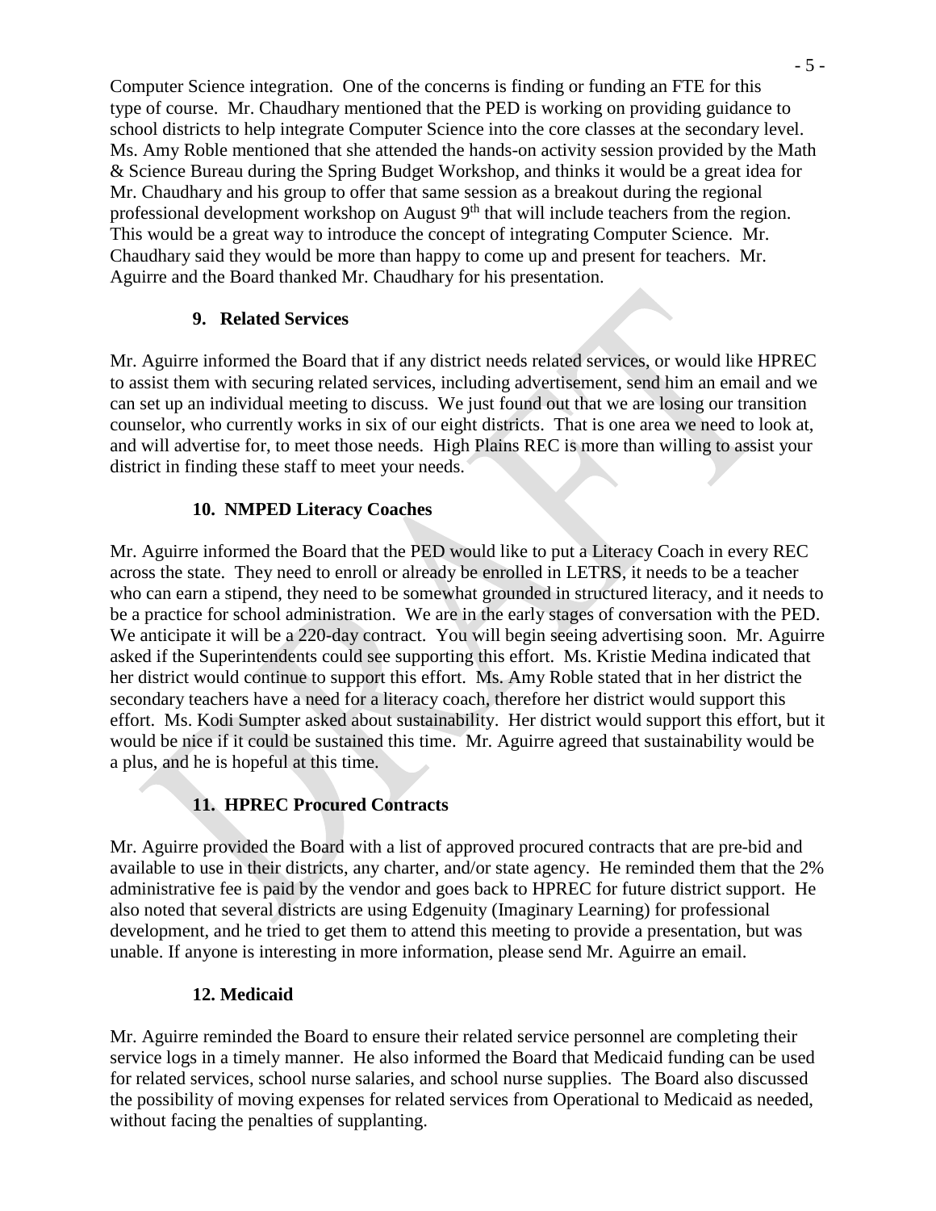Computer Science integration. One of the concerns is finding or funding an FTE for this type of course. Mr. Chaudhary mentioned that the PED is working on providing guidance to school districts to help integrate Computer Science into the core classes at the secondary level. Ms. Amy Roble mentioned that she attended the hands-on activity session provided by the Math & Science Bureau during the Spring Budget Workshop, and thinks it would be a great idea for Mr. Chaudhary and his group to offer that same session as a breakout during the regional professional development workshop on August 9th that will include teachers from the region. This would be a great way to introduce the concept of integrating Computer Science. Mr. Chaudhary said they would be more than happy to come up and present for teachers. Mr. Aguirre and the Board thanked Mr. Chaudhary for his presentation.

**9. Related Services**

Mr. Aguirre informed the Board that if any district needs related services, or would like HPREC to assist them with securing related services, including advertisement, send him an email and we can set up an individual meeting to discuss. We just found out that we are losing our transition counselor, who currently works in six of our eight districts. That is one area we need to look at, and will advertise for, to meet those needs. High Plains REC is more than willing to assist your district in finding these staff to meet your needs.

**10. NMPED Literacy Coaches**

Mr. Aguirre informed the Board that the PED would like to put a Literacy Coach in every REC across the state. They need to enroll or already be enrolled in LETRS, it needs to be a teacher who can earn a stipend, they need to be somewhat grounded in structured literacy, and it needs to be a practice for school administration. We are in the early stages of conversation with the PED. We anticipate it will be a 220-day contract. You will begin seeing advertising soon. Mr. Aguirre asked if the Superintendents could see supporting this effort. Ms. Kristie Medina indicated that her district would continue to support this effort. Ms. Amy Roble stated that in her district the secondary teachers have a need for a literacy coach, therefore her district would support this effort. Ms. Kodi Sumpter asked about sustainability. Her district would support this effort, but it would be nice if it could be sustained this time. Mr. Aguirre agreed that sustainability would be a plus, and he is hopeful at this time.

**11. HPREC Procured Contracts**

Mr. Aguirre provided the Board with a list of approved procured contracts that are pre-bid and available to use in their districts, any charter, and/or state agency. He reminded them that the 2% administrative fee is paid by the vendor and goes back to HPREC for future district support. He also noted that several districts are using Edgenuity (Imaginary Learning) for professional development, and he tried to get them to attend this meeting to provide a presentation, but was unable. If anyone is interesting in more information, please send Mr. Aguirre an email.

**12. Medicaid**

Mr. Aguirre reminded the Board to ensure their related service personnel are completing their service logs in a timely manner. He also informed the Board that Medicaid funding can be used for related services, school nurse salaries, and school nurse supplies. The Board also discussed the possibility of moving expenses for related services from Operational to Medicaid as needed, without facing the penalties of supplanting.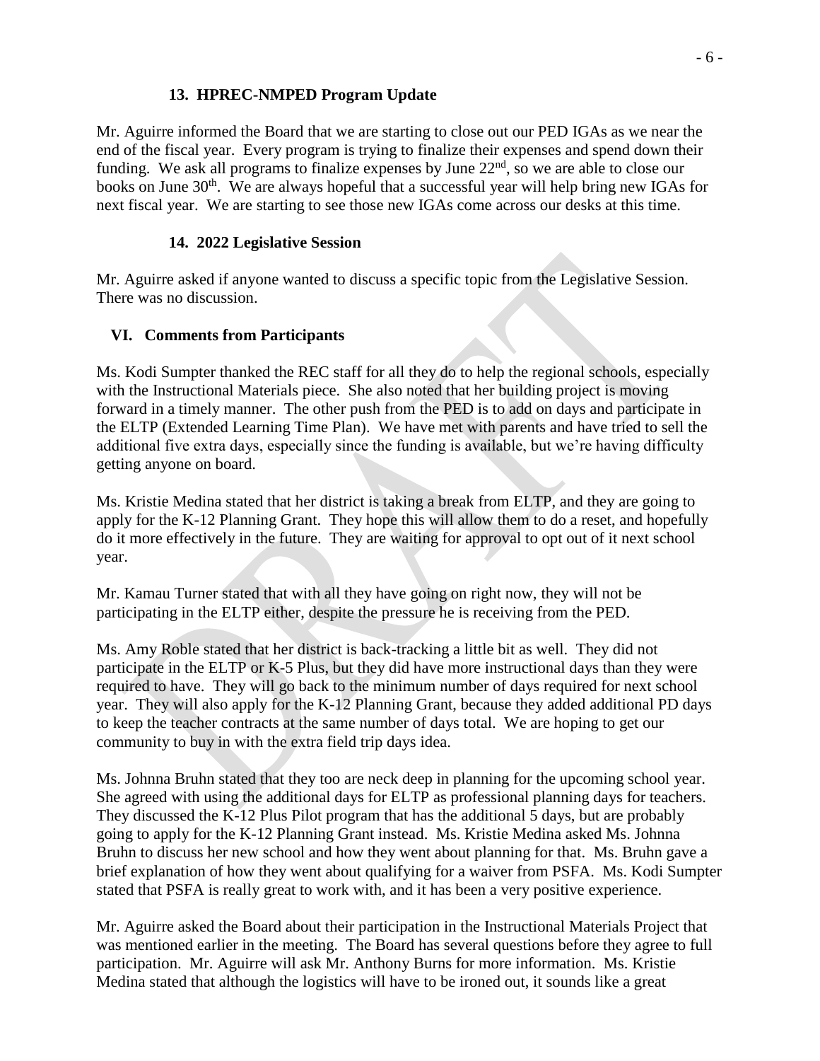### 13. HPREC-NMPED Program Update

Mr. Aguirre informed the Board that we are starting to close out our PED IGAs as we near the end of the fiscal year. Every program is trying to finalize their expenses and spend down their funding. We ask all programs to finalize expenses by June 22nd, so we are able to close our books on June 30th. We are always hopeful that a successful year will help bring new IGAs for next fiscal year. We are starting to see those new IGAs come across our desks at this time.

### 14. 2022 Legislative Session

Mr. Aguirre asked if anyone wanted to discuss a specific topic from the Legislative Session. There was no discussion.

## VI. Comments from Participants

Ms. Kodi Sumpter thanked the REC staff for all they do to help the regional schools, especially with the Instructional Materials piece. She also noted that her building project is moving forward in a timely manner. The other push from the PED is to add on days and participate in the ELTP (Extended Learning Time Plan). We have met with parents and have tried to sell the additional five extra days, especially since the funding is available, but we're having difficulty getting anyone on board.

Ms. Kristie Medina stated that her district is taking a break from ELTP, and they are going to apply for the K-12 Planning Grant. They hope this will allow them to do a reset, and hopefully do it more effectively in the future. They are waiting for approval to opt out of it next school year.

Mr. Kamau Turner stated that with all they have going on right now, they will not be participating in the ELTP either, despite the pressure he is receiving from the PED.

Ms. Amy Roble stated that her district is back-tracking a little bit as well. They did not participate in the ELTP or K-5 Plus, but they did have more instructional days than they were required to have. They will go back to the minimum number of days required for next school year. They will also apply for the K-12 Planning Grant, because they added additional PD days to keep the teacher contracts at the same number of days total. We are hoping to get our community to buy in with the extra field trip days idea.

Ms. Johnna Bruhn stated that they too are neck deep in planning for the upcoming school year. She agreed with using the additional days for ELTP as professional planning days for teachers. They discussed the K-12 Plus Pilot program that has the additional 5 days, but are probably going to apply for the K-12 Planning Grant instead. Ms. Kristie Medina asked Ms. Johnna Bruhn to discuss her new school and how they went about planning for that. Ms. Bruhn gave a brief explanation of how they went about qualifying for a waiver from PSFA. Ms. Kodi Sumpter stated that PSFA is really great to work with, and it has been a very positive experience.

Mr. Aguirre asked the Board about their participation in the Instructional Materials Project that was mentioned earlier in the meeting. The Board has several questions before they agree to full participation. Mr. Aguirre will ask Mr. Anthony Burns for more information. Ms. Kristie Medina stated that although the logistics will have to be ironed out, it sounds like a great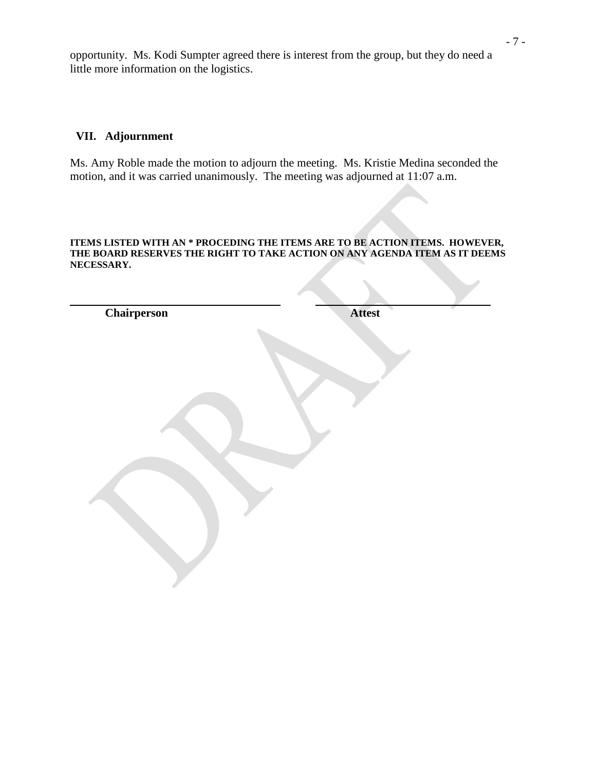opportunity. Ms. Kodi Sumpter agreed there is interest from the group, but they do need a little more information on the logistics.

## VII. Adjournment

Ms. Amy Roble made the motion to adjourn the meeting. Ms. Kristie Medina seconded the motion, and it was carried unanimously. The meeting was adjourned at 11:07 a.m.

**ITEMS LISTED WITH AN * PROCEDING THE ITEMS ARE TO BE ACTION ITEMS. HOWEVER, THE BOARD RESERVES THE RIGHT TO TAKE ACTION ON ANY AGENDA ITEM AS IT DEEMS NECESSARY.**

| | |
|---|---|
| ______________________________ | ______________________________ |
| **Chairperson** | **Attest** |

DRAFT